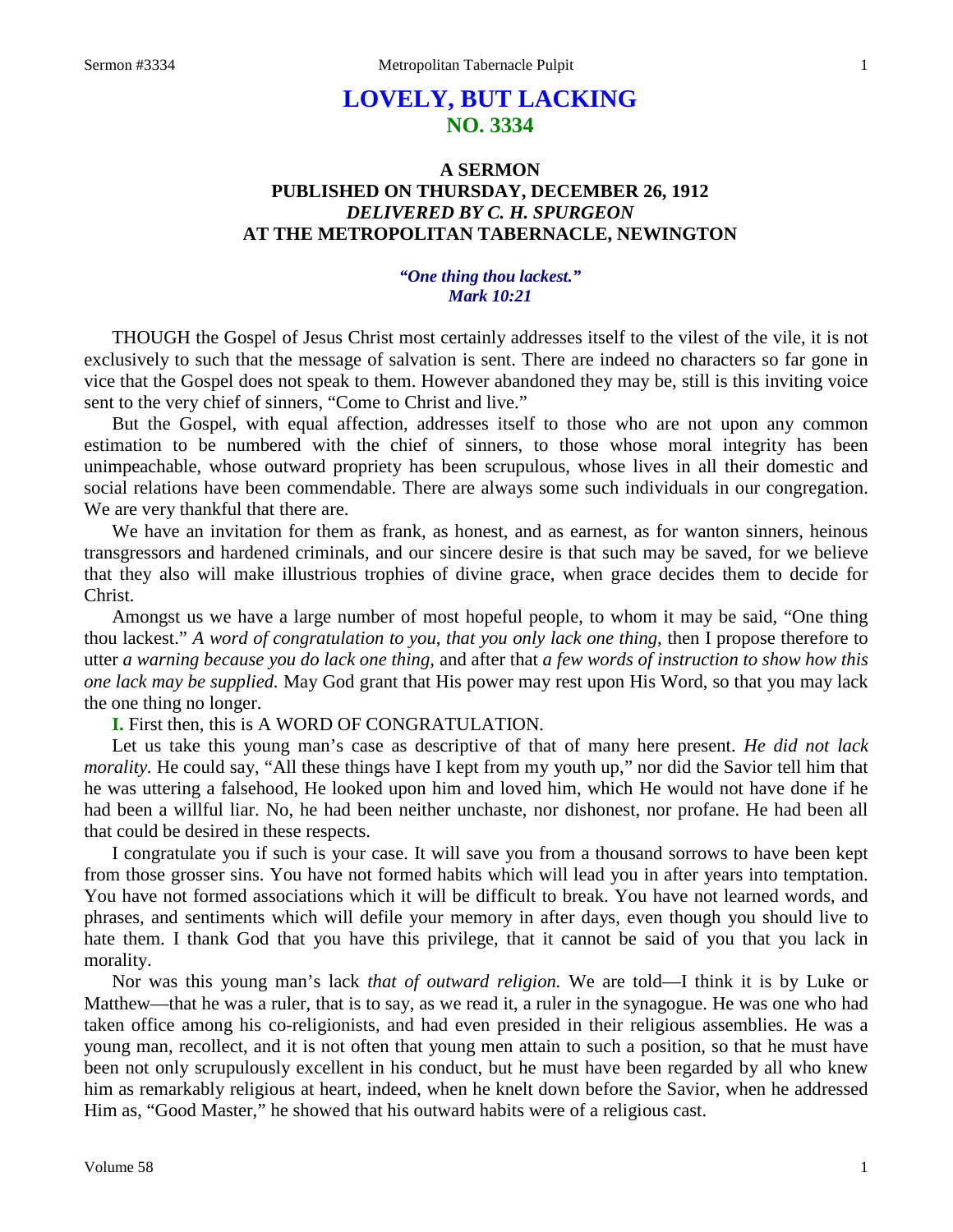# LOVELY, BUT LACKING
## NO. 3334

### A SERMON
### PUBLISHED ON THURSDAY, DECEMBER 26, 1912
### *DELIVERED BY C. H. SPURGEON*
### AT THE METROPOLITAN TABERNACLE, NEWINGTON

***"One thing thou lackest."***
***Mark 10:21***

THOUGH the Gospel of Jesus Christ most certainly addresses itself to the vilest of the vile, it is not exclusively to such that the message of salvation is sent. There are indeed no characters so far gone in vice that the Gospel does not speak to them. However abandoned they may be, still is this inviting voice sent to the very chief of sinners, "Come to Christ and live."

But the Gospel, with equal affection, addresses itself to those who are not upon any common estimation to be numbered with the chief of sinners, to those whose moral integrity has been unimpeachable, whose outward propriety has been scrupulous, whose lives in all their domestic and social relations have been commendable. There are always some such individuals in our congregation. We are very thankful that there are.

We have an invitation for them as frank, as honest, and as earnest, as for wanton sinners, heinous transgressors and hardened criminals, and our sincere desire is that such may be saved, for we believe that they also will make illustrious trophies of divine grace, when grace decides them to decide for Christ.

Amongst us we have a large number of most hopeful people, to whom it may be said, "One thing thou lackest." *A word of congratulation to you, that you only lack one thing,* then I propose therefore to utter *a warning because you do lack one thing,* and after that *a few words of instruction to show how this one lack may be supplied.* May God grant that His power may rest upon His Word, so that you may lack the one thing no longer.

**I.** First then, this is A WORD OF CONGRATULATION.

Let us take this young man's case as descriptive of that of many here present. *He did not lack morality.* He could say, "All these things have I kept from my youth up," nor did the Savior tell him that he was uttering a falsehood, He looked upon him and loved him, which He would not have done if he had been a willful liar. No, he had been neither unchaste, nor dishonest, nor profane. He had been all that could be desired in these respects.

I congratulate you if such is your case. It will save you from a thousand sorrows to have been kept from those grosser sins. You have not formed habits which will lead you in after years into temptation. You have not formed associations which it will be difficult to break. You have not learned words, and phrases, and sentiments which will defile your memory in after days, even though you should live to hate them. I thank God that you have this privilege, that it cannot be said of you that you lack in morality.

Nor was this young man's lack *that of outward religion.* We are told—I think it is by Luke or Matthew—that he was a ruler, that is to say, as we read it, a ruler in the synagogue. He was one who had taken office among his co-religionists, and had even presided in their religious assemblies. He was a young man, recollect, and it is not often that young men attain to such a position, so that he must have been not only scrupulously excellent in his conduct, but he must have been regarded by all who knew him as remarkably religious at heart, indeed, when he knelt down before the Savior, when he addressed Him as, "Good Master," he showed that his outward habits were of a religious cast.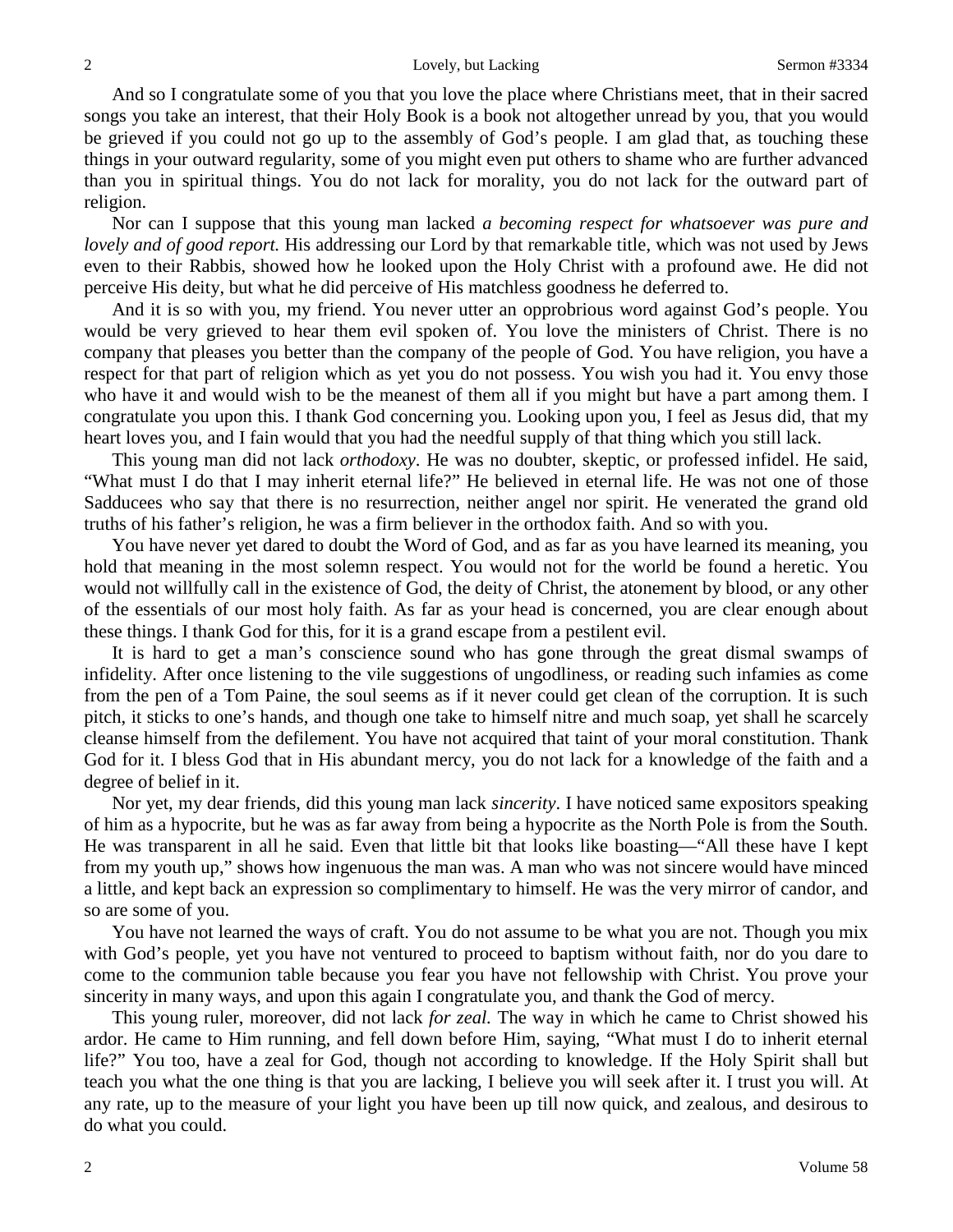And so I congratulate some of you that you love the place where Christians meet, that in their sacred songs you take an interest, that their Holy Book is a book not altogether unread by you, that you would be grieved if you could not go up to the assembly of God's people. I am glad that, as touching these things in your outward regularity, some of you might even put others to shame who are further advanced than you in spiritual things. You do not lack for morality, you do not lack for the outward part of religion.

Nor can I suppose that this young man lacked *a becoming respect for whatsoever was pure and lovely and of good report.* His addressing our Lord by that remarkable title, which was not used by Jews even to their Rabbis, showed how he looked upon the Holy Christ with a profound awe. He did not perceive His deity, but what he did perceive of His matchless goodness he deferred to.

And it is so with you, my friend. You never utter an opprobrious word against God's people. You would be very grieved to hear them evil spoken of. You love the ministers of Christ. There is no company that pleases you better than the company of the people of God. You have religion, you have a respect for that part of religion which as yet you do not possess. You wish you had it. You envy those who have it and would wish to be the meanest of them all if you might but have a part among them. I congratulate you upon this. I thank God concerning you. Looking upon you, I feel as Jesus did, that my heart loves you, and I fain would that you had the needful supply of that thing which you still lack.

This young man did not lack *orthodoxy*. He was no doubter, skeptic, or professed infidel. He said, "What must I do that I may inherit eternal life?" He believed in eternal life. He was not one of those Sadducees who say that there is no resurrection, neither angel nor spirit. He venerated the grand old truths of his father's religion, he was a firm believer in the orthodox faith. And so with you.

You have never yet dared to doubt the Word of God, and as far as you have learned its meaning, you hold that meaning in the most solemn respect. You would not for the world be found a heretic. You would not willfully call in the existence of God, the deity of Christ, the atonement by blood, or any other of the essentials of our most holy faith. As far as your head is concerned, you are clear enough about these things. I thank God for this, for it is a grand escape from a pestilent evil.

It is hard to get a man's conscience sound who has gone through the great dismal swamps of infidelity. After once listening to the vile suggestions of ungodliness, or reading such infamies as come from the pen of a Tom Paine, the soul seems as if it never could get clean of the corruption. It is such pitch, it sticks to one's hands, and though one take to himself nitre and much soap, yet shall he scarcely cleanse himself from the defilement. You have not acquired that taint of your moral constitution. Thank God for it. I bless God that in His abundant mercy, you do not lack for a knowledge of the faith and a degree of belief in it.

Nor yet, my dear friends, did this young man lack *sincerity*. I have noticed same expositors speaking of him as a hypocrite, but he was as far away from being a hypocrite as the North Pole is from the South. He was transparent in all he said. Even that little bit that looks like boasting—"All these have I kept from my youth up," shows how ingenuous the man was. A man who was not sincere would have minced a little, and kept back an expression so complimentary to himself. He was the very mirror of candor, and so are some of you.

You have not learned the ways of craft. You do not assume to be what you are not. Though you mix with God's people, yet you have not ventured to proceed to baptism without faith, nor do you dare to come to the communion table because you fear you have not fellowship with Christ. You prove your sincerity in many ways, and upon this again I congratulate you, and thank the God of mercy.

This young ruler, moreover, did not lack *for zeal.* The way in which he came to Christ showed his ardor. He came to Him running, and fell down before Him, saying, "What must I do to inherit eternal life?" You too, have a zeal for God, though not according to knowledge. If the Holy Spirit shall but teach you what the one thing is that you are lacking, I believe you will seek after it. I trust you will. At any rate, up to the measure of your light you have been up till now quick, and zealous, and desirous to do what you could.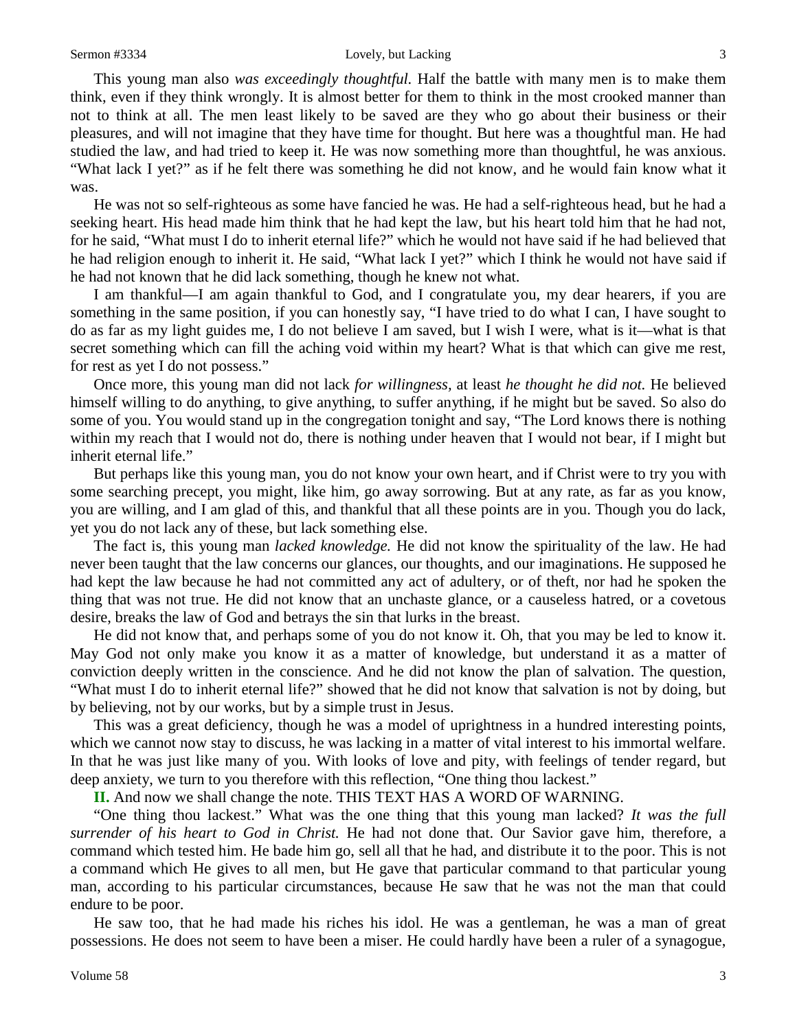This young man also *was exceedingly thoughtful*. Half the battle with many men is to make them think, even if they think wrongly. It is almost better for them to think in the most crooked manner than not to think at all. The men least likely to be saved are they who go about their business or their pleasures, and will not imagine that they have time for thought. But here was a thoughtful man. He had studied the law, and had tried to keep it. He was now something more than thoughtful, he was anxious. "What lack I yet?" as if he felt there was something he did not know, and he would fain know what it was.

He was not so self-righteous as some have fancied he was. He had a self-righteous head, but he had a seeking heart. His head made him think that he had kept the law, but his heart told him that he had not, for he said, "What must I do to inherit eternal life?" which he would not have said if he had believed that he had religion enough to inherit it. He said, "What lack I yet?" which I think he would not have said if he had not known that he did lack something, though he knew not what.

I am thankful—I am again thankful to God, and I congratulate you, my dear hearers, if you are something in the same position, if you can honestly say, "I have tried to do what I can, I have sought to do as far as my light guides me, I do not believe I am saved, but I wish I were, what is it—what is that secret something which can fill the aching void within my heart? What is that which can give me rest, for rest as yet I do not possess."

Once more, this young man did not lack *for willingness*, at least *he thought he did not.* He believed himself willing to do anything, to give anything, to suffer anything, if he might but be saved. So also do some of you. You would stand up in the congregation tonight and say, "The Lord knows there is nothing within my reach that I would not do, there is nothing under heaven that I would not bear, if I might but inherit eternal life."

But perhaps like this young man, you do not know your own heart, and if Christ were to try you with some searching precept, you might, like him, go away sorrowing. But at any rate, as far as you know, you are willing, and I am glad of this, and thankful that all these points are in you. Though you do lack, yet you do not lack any of these, but lack something else.

The fact is, this young man *lacked knowledge.* He did not know the spirituality of the law. He had never been taught that the law concerns our glances, our thoughts, and our imaginations. He supposed he had kept the law because he had not committed any act of adultery, or of theft, nor had he spoken the thing that was not true. He did not know that an unchaste glance, or a causeless hatred, or a covetous desire, breaks the law of God and betrays the sin that lurks in the breast.

He did not know that, and perhaps some of you do not know it. Oh, that you may be led to know it. May God not only make you know it as a matter of knowledge, but understand it as a matter of conviction deeply written in the conscience. And he did not know the plan of salvation. The question, "What must I do to inherit eternal life?" showed that he did not know that salvation is not by doing, but by believing, not by our works, but by a simple trust in Jesus.

This was a great deficiency, though he was a model of uprightness in a hundred interesting points, which we cannot now stay to discuss, he was lacking in a matter of vital interest to his immortal welfare. In that he was just like many of you. With looks of love and pity, with feelings of tender regard, but deep anxiety, we turn to you therefore with this reflection, "One thing thou lackest."

**II.** And now we shall change the note. THIS TEXT HAS A WORD OF WARNING.

"One thing thou lackest." What was the one thing that this young man lacked? *It was the full surrender of his heart to God in Christ.* He had not done that. Our Savior gave him, therefore, a command which tested him. He bade him go, sell all that he had, and distribute it to the poor. This is not a command which He gives to all men, but He gave that particular command to that particular young man, according to his particular circumstances, because He saw that he was not the man that could endure to be poor.

He saw too, that he had made his riches his idol. He was a gentleman, he was a man of great possessions. He does not seem to have been a miser. He could hardly have been a ruler of a synagogue,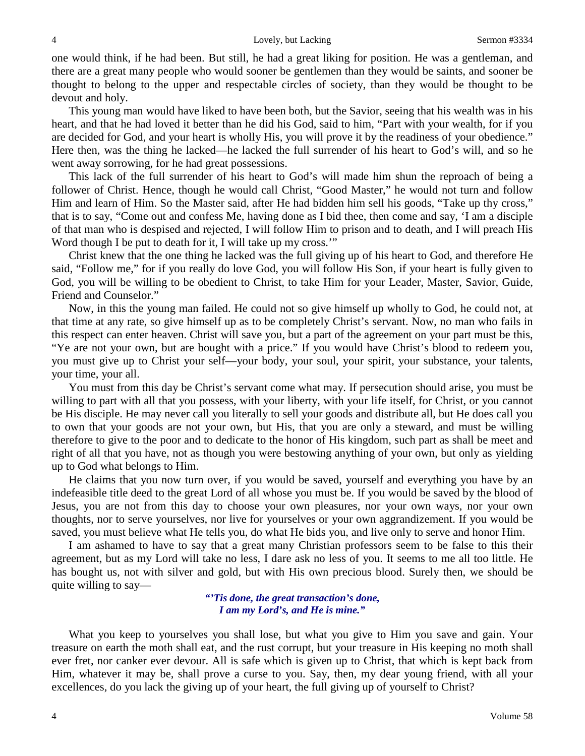one would think, if he had been. But still, he had a great liking for position. He was a gentleman, and there are a great many people who would sooner be gentlemen than they would be saints, and sooner be thought to belong to the upper and respectable circles of society, than they would be thought to be devout and holy.

This young man would have liked to have been both, but the Savior, seeing that his wealth was in his heart, and that he had loved it better than he did his God, said to him, "Part with your wealth, for if you are decided for God, and your heart is wholly His, you will prove it by the readiness of your obedience." Here then, was the thing he lacked—he lacked the full surrender of his heart to God's will, and so he went away sorrowing, for he had great possessions.

This lack of the full surrender of his heart to God's will made him shun the reproach of being a follower of Christ. Hence, though he would call Christ, "Good Master," he would not turn and follow Him and learn of Him. So the Master said, after He had bidden him sell his goods, "Take up thy cross," that is to say, "Come out and confess Me, having done as I bid thee, then come and say, 'I am a disciple of that man who is despised and rejected, I will follow Him to prison and to death, and I will preach His Word though I be put to death for it, I will take up my cross.'"

Christ knew that the one thing he lacked was the full giving up of his heart to God, and therefore He said, "Follow me," for if you really do love God, you will follow His Son, if your heart is fully given to God, you will be willing to be obedient to Christ, to take Him for your Leader, Master, Savior, Guide, Friend and Counselor."

Now, in this the young man failed. He could not so give himself up wholly to God, he could not, at that time at any rate, so give himself up as to be completely Christ's servant. Now, no man who fails in this respect can enter heaven. Christ will save you, but a part of the agreement on your part must be this, "Ye are not your own, but are bought with a price." If you would have Christ's blood to redeem you, you must give up to Christ your self—your body, your soul, your spirit, your substance, your talents, your time, your all.

You must from this day be Christ's servant come what may. If persecution should arise, you must be willing to part with all that you possess, with your liberty, with your life itself, for Christ, or you cannot be His disciple. He may never call you literally to sell your goods and distribute all, but He does call you to own that your goods are not your own, but His, that you are only a steward, and must be willing therefore to give to the poor and to dedicate to the honor of His kingdom, such part as shall be meet and right of all that you have, not as though you were bestowing anything of your own, but only as yielding up to God what belongs to Him.

He claims that you now turn over, if you would be saved, yourself and everything you have by an indefeasible title deed to the great Lord of all whose you must be. If you would be saved by the blood of Jesus, you are not from this day to choose your own pleasures, nor your own ways, nor your own thoughts, nor to serve yourselves, nor live for yourselves or your own aggrandizement. If you would be saved, you must believe what He tells you, do what He bids you, and live only to serve and honor Him.

I am ashamed to have to say that a great many Christian professors seem to be false to this their agreement, but as my Lord will take no less, I dare ask no less of you. It seems to me all too little. He has bought us, not with silver and gold, but with His own precious blood. Surely then, we should be quite willing to say—

> ***"'Tis done, the great transaction's done,***
> ***I am my Lord's, and He is mine."***

What you keep to yourselves you shall lose, but what you give to Him you save and gain. Your treasure on earth the moth shall eat, and the rust corrupt, but your treasure in His keeping no moth shall ever fret, nor canker ever devour. All is safe which is given up to Christ, that which is kept back from Him, whatever it may be, shall prove a curse to you. Say, then, my dear young friend, with all your excellences, do you lack the giving up of your heart, the full giving up of yourself to Christ?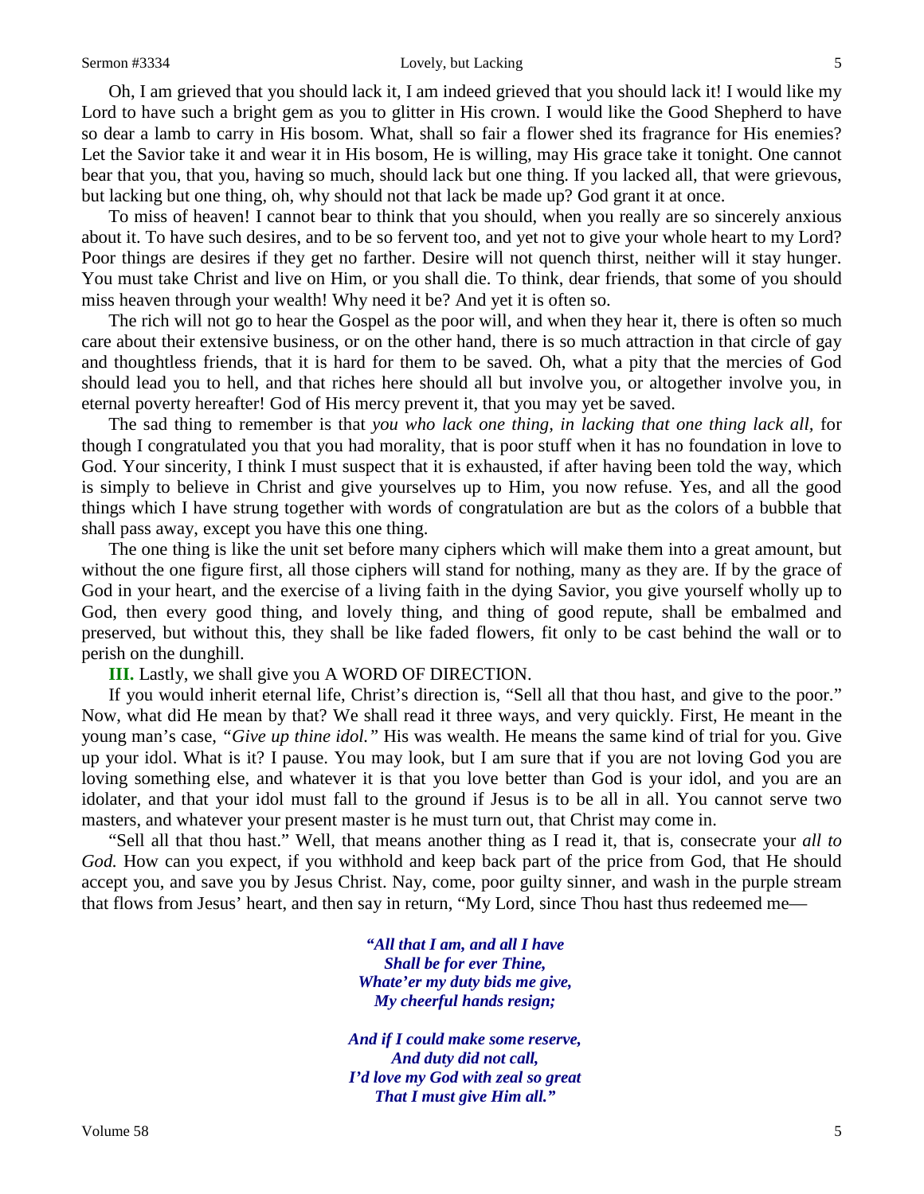Oh, I am grieved that you should lack it, I am indeed grieved that you should lack it! I would like my Lord to have such a bright gem as you to glitter in His crown. I would like the Good Shepherd to have so dear a lamb to carry in His bosom. What, shall so fair a flower shed its fragrance for His enemies? Let the Savior take it and wear it in His bosom, He is willing, may His grace take it tonight. One cannot bear that you, that you, having so much, should lack but one thing. If you lacked all, that were grievous, but lacking but one thing, oh, why should not that lack be made up? God grant it at once.

To miss of heaven! I cannot bear to think that you should, when you really are so sincerely anxious about it. To have such desires, and to be so fervent too, and yet not to give your whole heart to my Lord? Poor things are desires if they get no farther. Desire will not quench thirst, neither will it stay hunger. You must take Christ and live on Him, or you shall die. To think, dear friends, that some of you should miss heaven through your wealth! Why need it be? And yet it is often so.

The rich will not go to hear the Gospel as the poor will, and when they hear it, there is often so much care about their extensive business, or on the other hand, there is so much attraction in that circle of gay and thoughtless friends, that it is hard for them to be saved. Oh, what a pity that the mercies of God should lead you to hell, and that riches here should all but involve you, or altogether involve you, in eternal poverty hereafter! God of His mercy prevent it, that you may yet be saved.

The sad thing to remember is that *you who lack one thing, in lacking that one thing lack all*, for though I congratulated you that you had morality, that is poor stuff when it has no foundation in love to God. Your sincerity, I think I must suspect that it is exhausted, if after having been told the way, which is simply to believe in Christ and give yourselves up to Him, you now refuse. Yes, and all the good things which I have strung together with words of congratulation are but as the colors of a bubble that shall pass away, except you have this one thing.

The one thing is like the unit set before many ciphers which will make them into a great amount, but without the one figure first, all those ciphers will stand for nothing, many as they are. If by the grace of God in your heart, and the exercise of a living faith in the dying Savior, you give yourself wholly up to God, then every good thing, and lovely thing, and thing of good repute, shall be embalmed and preserved, but without this, they shall be like faded flowers, fit only to be cast behind the wall or to perish on the dunghill.

**III.** Lastly, we shall give you A WORD OF DIRECTION.

If you would inherit eternal life, Christ's direction is, "Sell all that thou hast, and give to the poor." Now, what did He mean by that? We shall read it three ways, and very quickly. First, He meant in the young man's case, *"Give up thine idol."* His was wealth. He means the same kind of trial for you. Give up your idol. What is it? I pause. You may look, but I am sure that if you are not loving God you are loving something else, and whatever it is that you love better than God is your idol, and you are an idolater, and that your idol must fall to the ground if Jesus is to be all in all. You cannot serve two masters, and whatever your present master is he must turn out, that Christ may come in.

"Sell all that thou hast." Well, that means another thing as I read it, that is, consecrate your *all to God.* How can you expect, if you withhold and keep back part of the price from God, that He should accept you, and save you by Jesus Christ. Nay, come, poor guilty sinner, and wash in the purple stream that flows from Jesus' heart, and then say in return, "My Lord, since Thou hast thus redeemed me—

> ***"All that I am, and all I have***
> ***Shall be for ever Thine,***
> ***Whate'er my duty bids me give,***
> ***My cheerful hands resign;***
>
> ***And if I could make some reserve,***
> ***And duty did not call,***
> ***I'd love my God with zeal so great***
> ***That I must give Him all."***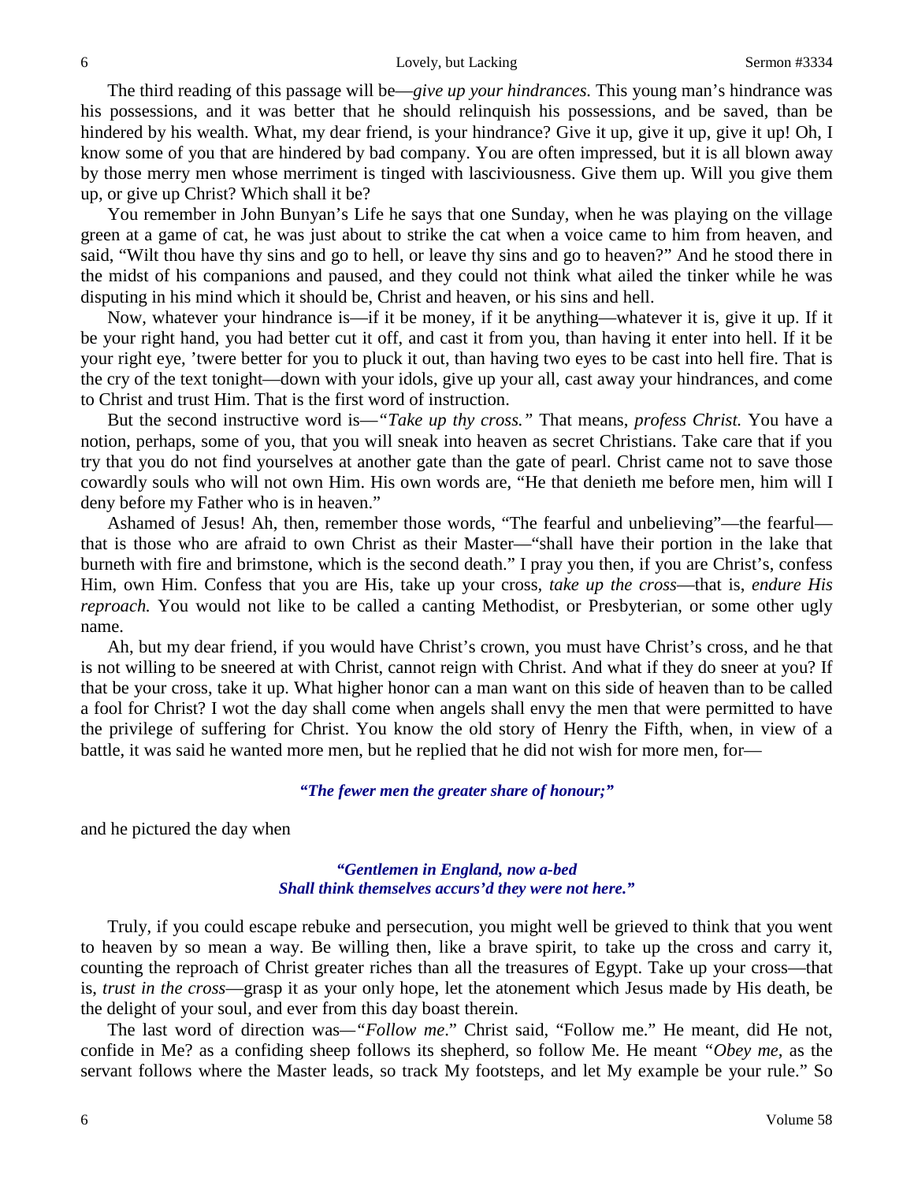The third reading of this passage will be—*give up your hindrances.* This young man's hindrance was his possessions, and it was better that he should relinquish his possessions, and be saved, than be hindered by his wealth. What, my dear friend, is your hindrance? Give it up, give it up, give it up! Oh, I know some of you that are hindered by bad company. You are often impressed, but it is all blown away by those merry men whose merriment is tinged with lasciviousness. Give them up. Will you give them up, or give up Christ? Which shall it be?

You remember in John Bunyan's Life he says that one Sunday, when he was playing on the village green at a game of cat, he was just about to strike the cat when a voice came to him from heaven, and said, "Wilt thou have thy sins and go to hell, or leave thy sins and go to heaven?" And he stood there in the midst of his companions and paused, and they could not think what ailed the tinker while he was disputing in his mind which it should be, Christ and heaven, or his sins and hell.

Now, whatever your hindrance is—if it be money, if it be anything—whatever it is, give it up. If it be your right hand, you had better cut it off, and cast it from you, than having it enter into hell. If it be your right eye, 'twere better for you to pluck it out, than having two eyes to be cast into hell fire. That is the cry of the text tonight—down with your idols, give up your all, cast away your hindrances, and come to Christ and trust Him. That is the first word of instruction.

But the second instructive word is—*"Take up thy cross."* That means, *profess Christ.* You have a notion, perhaps, some of you, that you will sneak into heaven as secret Christians. Take care that if you try that you do not find yourselves at another gate than the gate of pearl. Christ came not to save those cowardly souls who will not own Him. His own words are, "He that denieth me before men, him will I deny before my Father who is in heaven."

Ashamed of Jesus! Ah, then, remember those words, "The fearful and unbelieving"—the fearful—that is those who are afraid to own Christ as their Master—"shall have their portion in the lake that burneth with fire and brimstone, which is the second death." I pray you then, if you are Christ's, confess Him, own Him. Confess that you are His, take up your cross, *take up the cross*—that is, *endure His reproach.* You would not like to be called a canting Methodist, or Presbyterian, or some other ugly name.

Ah, but my dear friend, if you would have Christ's crown, you must have Christ's cross, and he that is not willing to be sneered at with Christ, cannot reign with Christ. And what if they do sneer at you? If that be your cross, take it up. What higher honor can a man want on this side of heaven than to be called a fool for Christ? I wot the day shall come when angels shall envy the men that were permitted to have the privilege of suffering for Christ. You know the old story of Henry the Fifth, when, in view of a battle, it was said he wanted more men, but he replied that he did not wish for more men, for—

***"The fewer men the greater share of honour;"***

and he pictured the day when

***"Gentlemen in England, now a-bed***
***Shall think themselves accurs'd they were not here."***

Truly, if you could escape rebuke and persecution, you might well be grieved to think that you went to heaven by so mean a way. Be willing then, like a brave spirit, to take up the cross and carry it, counting the reproach of Christ greater riches than all the treasures of Egypt. Take up your cross—that is, *trust in the cross*—grasp it as your only hope, let the atonement which Jesus made by His death, be the delight of your soul, and ever from this day boast therein.

The last word of direction was—*"Follow me*." Christ said, "Follow me." He meant, did He not, confide in Me? as a confiding sheep follows its shepherd, so follow Me. He meant *"Obey me,* as the servant follows where the Master leads, so track My footsteps, and let My example be your rule." So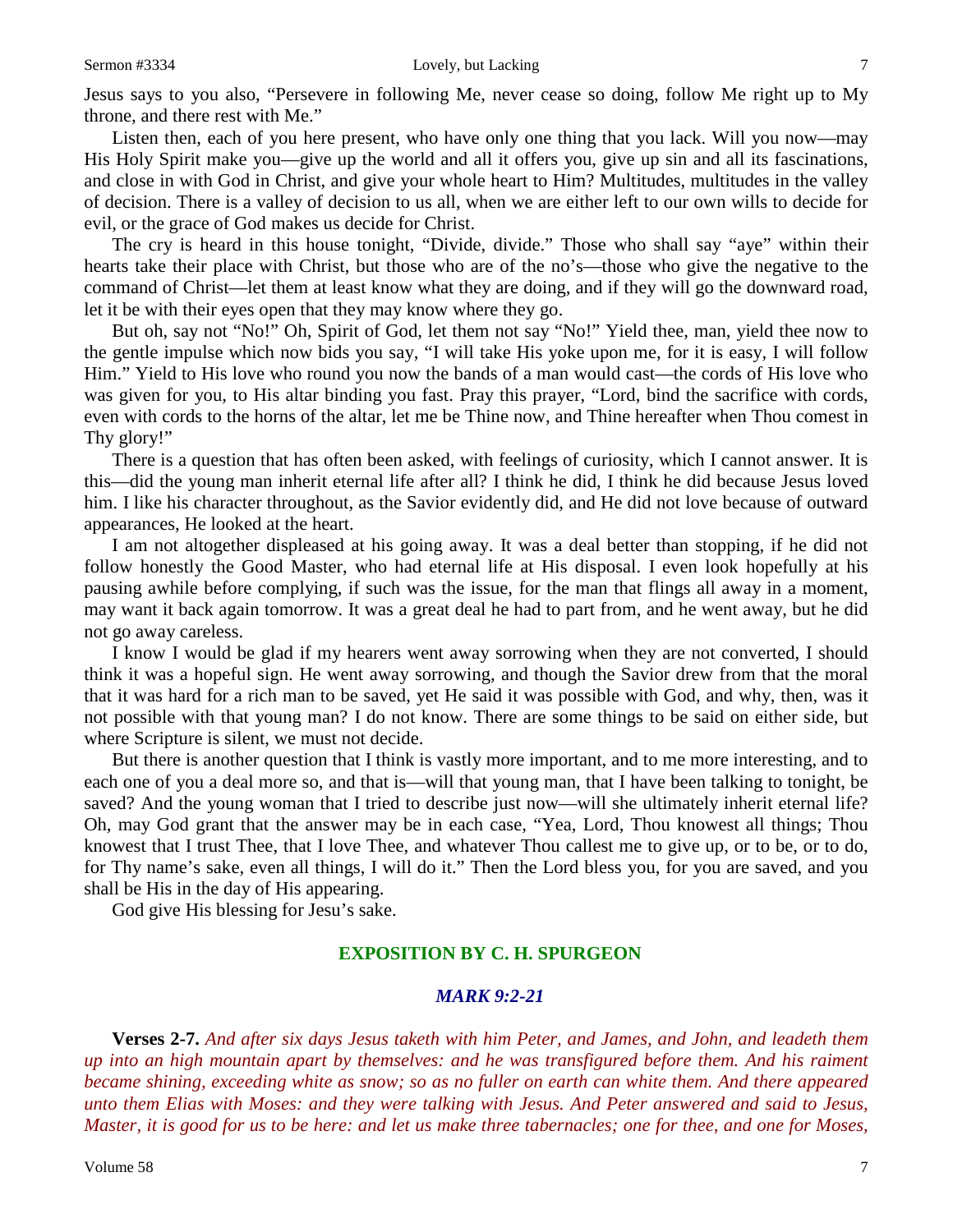Jesus says to you also, "Persevere in following Me, never cease so doing, follow Me right up to My throne, and there rest with Me."

Listen then, each of you here present, who have only one thing that you lack. Will you now—may His Holy Spirit make you—give up the world and all it offers you, give up sin and all its fascinations, and close in with God in Christ, and give your whole heart to Him? Multitudes, multitudes in the valley of decision. There is a valley of decision to us all, when we are either left to our own wills to decide for evil, or the grace of God makes us decide for Christ.

The cry is heard in this house tonight, "Divide, divide." Those who shall say "aye" within their hearts take their place with Christ, but those who are of the no's—those who give the negative to the command of Christ—let them at least know what they are doing, and if they will go the downward road, let it be with their eyes open that they may know where they go.

But oh, say not "No!" Oh, Spirit of God, let them not say "No!" Yield thee, man, yield thee now to the gentle impulse which now bids you say, "I will take His yoke upon me, for it is easy, I will follow Him." Yield to His love who round you now the bands of a man would cast—the cords of His love who was given for you, to His altar binding you fast. Pray this prayer, "Lord, bind the sacrifice with cords, even with cords to the horns of the altar, let me be Thine now, and Thine hereafter when Thou comest in Thy glory!"

There is a question that has often been asked, with feelings of curiosity, which I cannot answer. It is this—did the young man inherit eternal life after all? I think he did, I think he did because Jesus loved him. I like his character throughout, as the Savior evidently did, and He did not love because of outward appearances, He looked at the heart.

I am not altogether displeased at his going away. It was a deal better than stopping, if he did not follow honestly the Good Master, who had eternal life at His disposal. I even look hopefully at his pausing awhile before complying, if such was the issue, for the man that flings all away in a moment, may want it back again tomorrow. It was a great deal he had to part from, and he went away, but he did not go away careless.

I know I would be glad if my hearers went away sorrowing when they are not converted, I should think it was a hopeful sign. He went away sorrowing, and though the Savior drew from that the moral that it was hard for a rich man to be saved, yet He said it was possible with God, and why, then, was it not possible with that young man? I do not know. There are some things to be said on either side, but where Scripture is silent, we must not decide.

But there is another question that I think is vastly more important, and to me more interesting, and to each one of you a deal more so, and that is—will that young man, that I have been talking to tonight, be saved? And the young woman that I tried to describe just now—will she ultimately inherit eternal life? Oh, may God grant that the answer may be in each case, "Yea, Lord, Thou knowest all things; Thou knowest that I trust Thee, that I love Thee, and whatever Thou callest me to give up, or to be, or to do, for Thy name's sake, even all things, I will do it." Then the Lord bless you, for you are saved, and you shall be His in the day of His appearing.

God give His blessing for Jesu's sake.

## EXPOSITION BY C. H. SPURGEON

### *MARK 9:2-21*

**Verses 2-7.** *And after six days Jesus taketh with him Peter, and James, and John, and leadeth them up into an high mountain apart by themselves: and he was transfigured before them. And his raiment became shining, exceeding white as snow; so as no fuller on earth can white them. And there appeared unto them Elias with Moses: and they were talking with Jesus. And Peter answered and said to Jesus, Master, it is good for us to be here: and let us make three tabernacles; one for thee, and one for Moses,*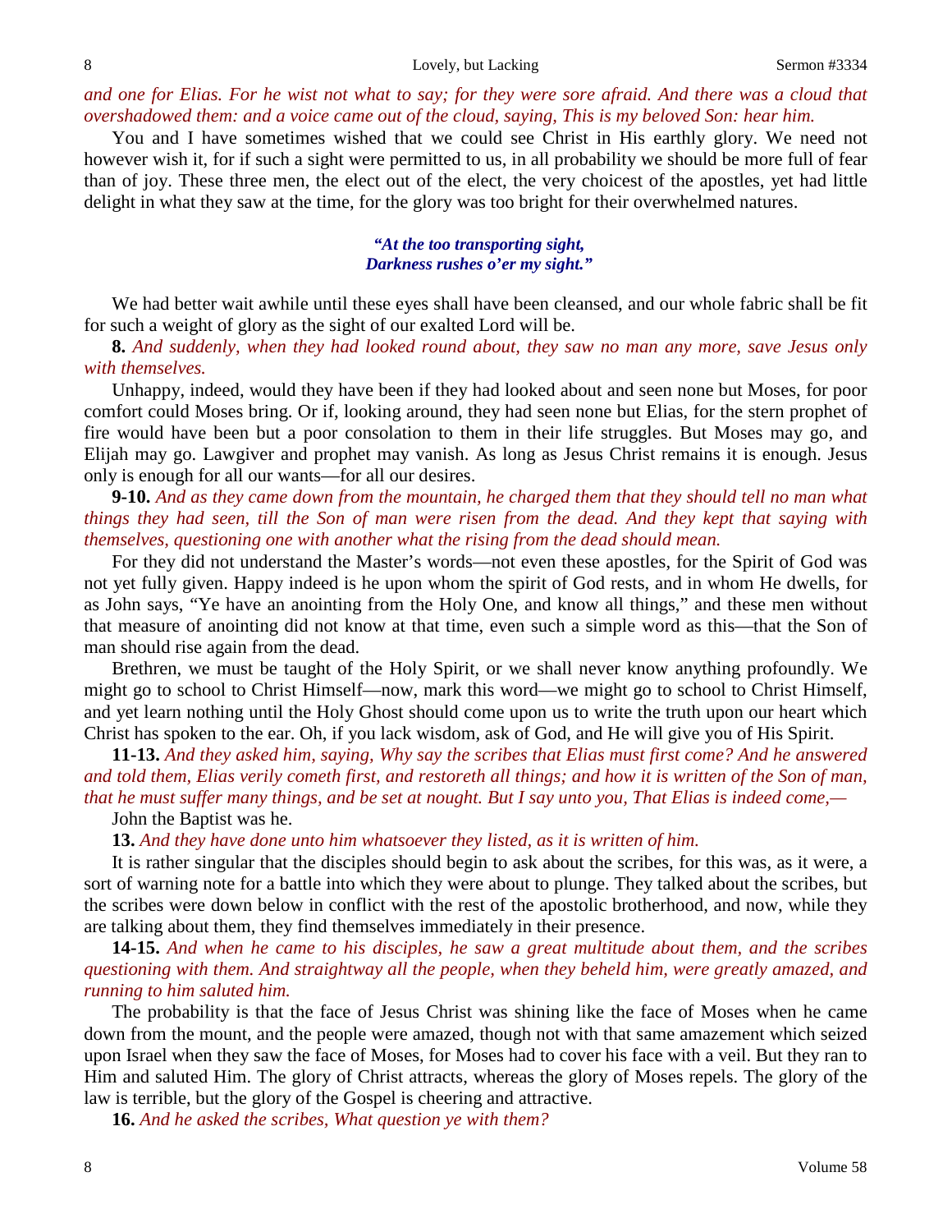*and one for Elias. For he wist not what to say; for they were sore afraid. And there was a cloud that overshadowed them: and a voice came out of the cloud, saying, This is my beloved Son: hear him.*

You and I have sometimes wished that we could see Christ in His earthly glory. We need not however wish it, for if such a sight were permitted to us, in all probability we should be more full of fear than of joy. These three men, the elect out of the elect, the very choicest of the apostles, yet had little delight in what they saw at the time, for the glory was too bright for their overwhelmed natures.

> ***"At the too transporting sight,***
> ***Darkness rushes o'er my sight."***

We had better wait awhile until these eyes shall have been cleansed, and our whole fabric shall be fit for such a weight of glory as the sight of our exalted Lord will be.

**8.** *And suddenly, when they had looked round about, they saw no man any more, save Jesus only with themselves.*

Unhappy, indeed, would they have been if they had looked about and seen none but Moses, for poor comfort could Moses bring. Or if, looking around, they had seen none but Elias, for the stern prophet of fire would have been but a poor consolation to them in their life struggles. But Moses may go, and Elijah may go. Lawgiver and prophet may vanish. As long as Jesus Christ remains it is enough. Jesus only is enough for all our wants—for all our desires.

**9-10.** *And as they came down from the mountain, he charged them that they should tell no man what things they had seen, till the Son of man were risen from the dead. And they kept that saying with themselves, questioning one with another what the rising from the dead should mean.*

For they did not understand the Master's words—not even these apostles, for the Spirit of God was not yet fully given. Happy indeed is he upon whom the spirit of God rests, and in whom He dwells, for as John says, "Ye have an anointing from the Holy One, and know all things," and these men without that measure of anointing did not know at that time, even such a simple word as this—that the Son of man should rise again from the dead.

Brethren, we must be taught of the Holy Spirit, or we shall never know anything profoundly. We might go to school to Christ Himself—now, mark this word—we might go to school to Christ Himself, and yet learn nothing until the Holy Ghost should come upon us to write the truth upon our heart which Christ has spoken to the ear. Oh, if you lack wisdom, ask of God, and He will give you of His Spirit.

**11-13.** *And they asked him, saying, Why say the scribes that Elias must first come? And he answered and told them, Elias verily cometh first, and restoreth all things; and how it is written of the Son of man, that he must suffer many things, and be set at nought. But I say unto you, That Elias is indeed come,—*

John the Baptist was he.

**13.** *And they have done unto him whatsoever they listed, as it is written of him.*

It is rather singular that the disciples should begin to ask about the scribes, for this was, as it were, a sort of warning note for a battle into which they were about to plunge. They talked about the scribes, but the scribes were down below in conflict with the rest of the apostolic brotherhood, and now, while they are talking about them, they find themselves immediately in their presence.

**14-15.** *And when he came to his disciples, he saw a great multitude about them, and the scribes questioning with them. And straightway all the people, when they beheld him, were greatly amazed, and running to him saluted him.*

The probability is that the face of Jesus Christ was shining like the face of Moses when he came down from the mount, and the people were amazed, though not with that same amazement which seized upon Israel when they saw the face of Moses, for Moses had to cover his face with a veil. But they ran to Him and saluted Him. The glory of Christ attracts, whereas the glory of Moses repels. The glory of the law is terrible, but the glory of the Gospel is cheering and attractive.

**16.** *And he asked the scribes, What question ye with them?*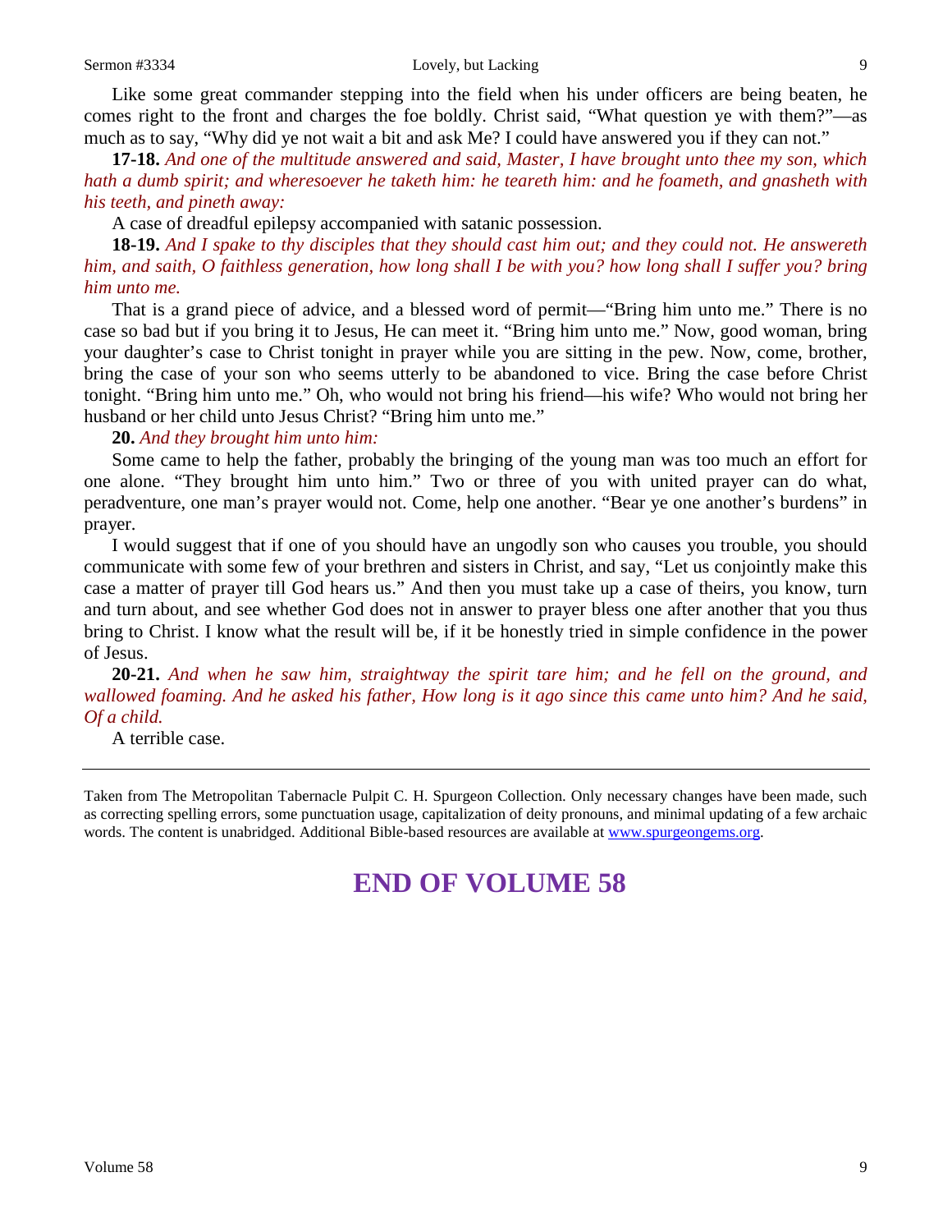Like some great commander stepping into the field when his under officers are being beaten, he comes right to the front and charges the foe boldly. Christ said, "What question ye with them?"—as much as to say, "Why did ye not wait a bit and ask Me? I could have answered you if they can not."

**17-18.** *And one of the multitude answered and said, Master, I have brought unto thee my son, which hath a dumb spirit; and wheresoever he taketh him: he teareth him: and he foameth, and gnasheth with his teeth, and pineth away:*

A case of dreadful epilepsy accompanied with satanic possession.

**18-19.** *And I spake to thy disciples that they should cast him out; and they could not. He answereth him, and saith, O faithless generation, how long shall I be with you? how long shall I suffer you? bring him unto me.*

That is a grand piece of advice, and a blessed word of permit—"Bring him unto me." There is no case so bad but if you bring it to Jesus, He can meet it. "Bring him unto me." Now, good woman, bring your daughter's case to Christ tonight in prayer while you are sitting in the pew. Now, come, brother, bring the case of your son who seems utterly to be abandoned to vice. Bring the case before Christ tonight. "Bring him unto me." Oh, who would not bring his friend—his wife? Who would not bring her husband or her child unto Jesus Christ? "Bring him unto me."

**20.** *And they brought him unto him:*

Some came to help the father, probably the bringing of the young man was too much an effort for one alone. "They brought him unto him." Two or three of you with united prayer can do what, peradventure, one man's prayer would not. Come, help one another. "Bear ye one another's burdens" in prayer.

I would suggest that if one of you should have an ungodly son who causes you trouble, you should communicate with some few of your brethren and sisters in Christ, and say, "Let us conjointly make this case a matter of prayer till God hears us." And then you must take up a case of theirs, you know, turn and turn about, and see whether God does not in answer to prayer bless one after another that you thus bring to Christ. I know what the result will be, if it be honestly tried in simple confidence in the power of Jesus.

**20-21.** *And when he saw him, straightway the spirit tare him; and he fell on the ground, and wallowed foaming. And he asked his father, How long is it ago since this came unto him? And he said, Of a child.*

A terrible case.

---

Taken from The Metropolitan Tabernacle Pulpit C. H. Spurgeon Collection. Only necessary changes have been made, such as correcting spelling errors, some punctuation usage, capitalization of deity pronouns, and minimal updating of a few archaic words. The content is unabridged. Additional Bible-based resources are available at www.spurgeongems.org.

# END OF VOLUME 58